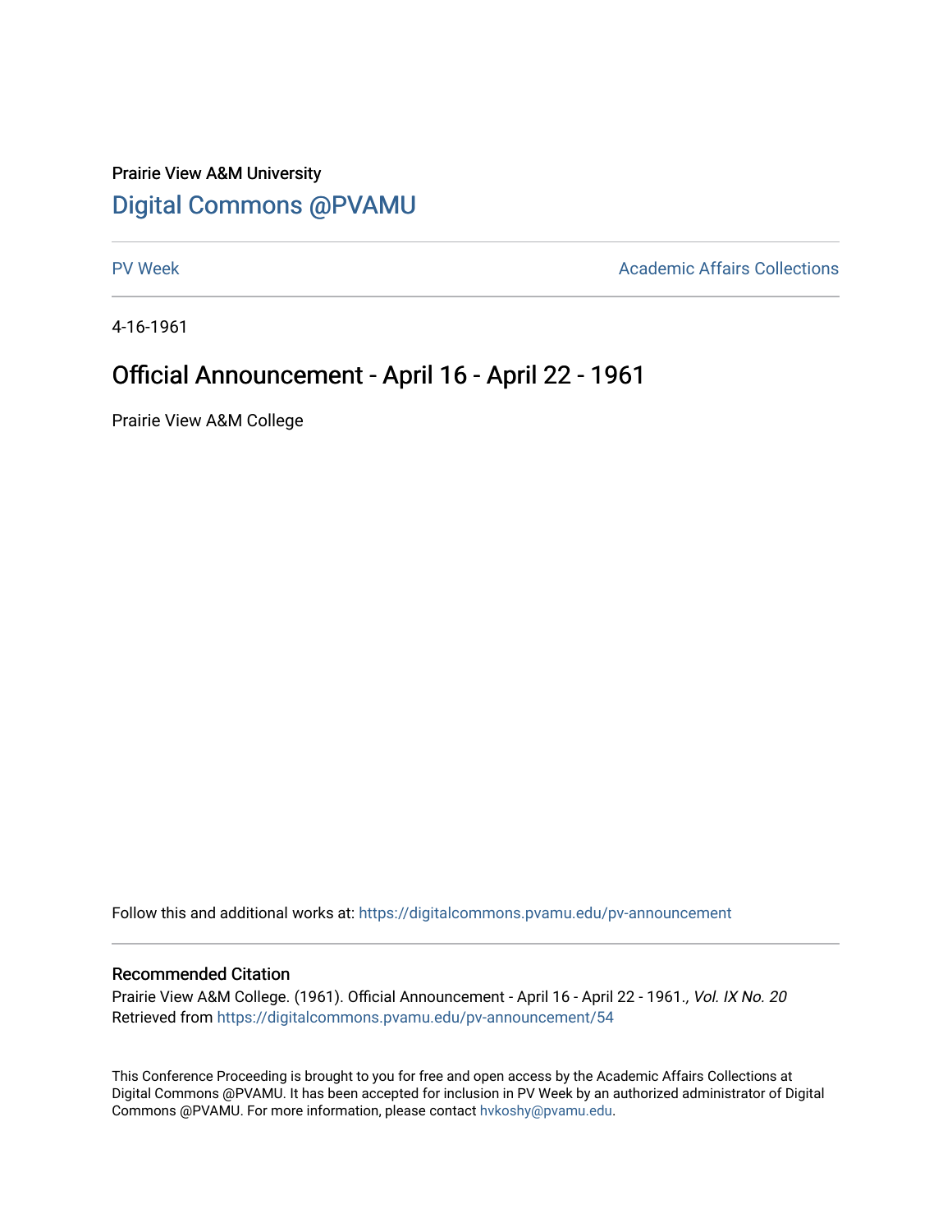Prairie View A&M University

## Digital Commons @PVAMU

PV Week | Academic Affairs Collections

4-16-1961

# Official Announcement - April 16 - April 22 - 1961

Prairie View A&M College

Follow this and additional works at: https://digitalcommons.pvamu.edu/pv-announcement

### Recommended Citation

Prairie View A&M College. (1961). Official Announcement - April 16 - April 22 - 1961., *Vol. IX No. 20*
Retrieved from https://digitalcommons.pvamu.edu/pv-announcement/54

This Conference Proceeding is brought to you for free and open access by the Academic Affairs Collections at Digital Commons @PVAMU. It has been accepted for inclusion in PV Week by an authorized administrator of Digital Commons @PVAMU. For more information, please contact hvkoshy@pvamu.edu.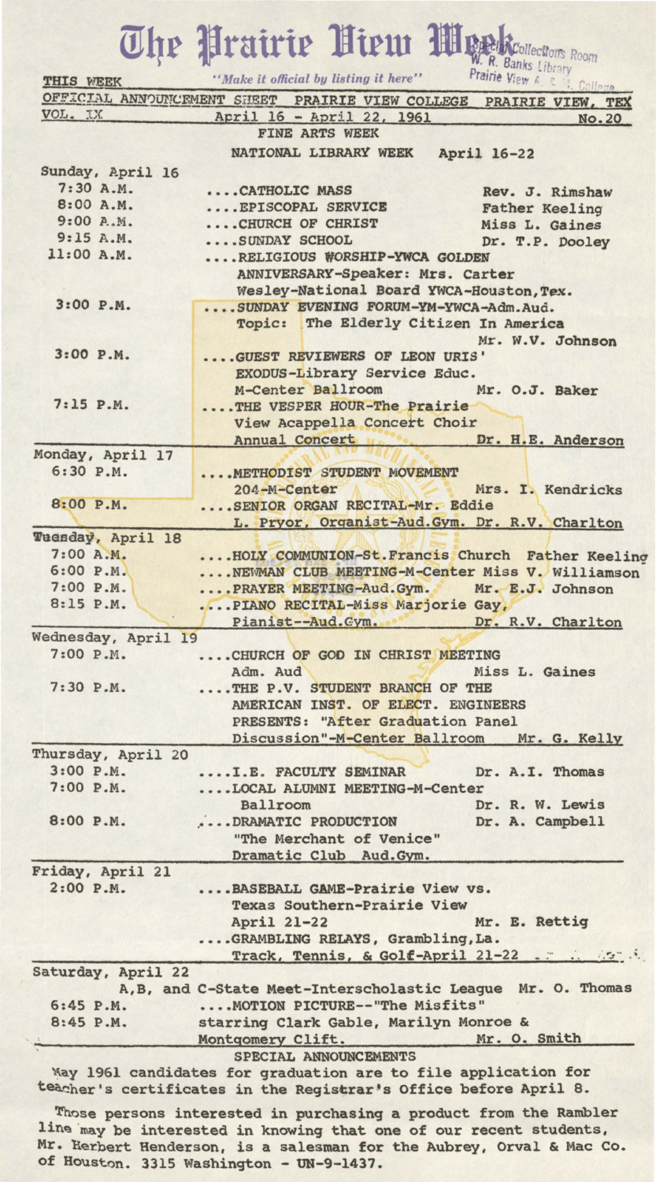# The Prairie View Week

Special Collections Room
W. R. Banks Library
Prairie View A. & M. College

THIS WEEK — *"Make it official by listing it here"*

OFFICIAL ANNOUNCEMENT SHEET PRAIRIE VIEW COLLEGE PRAIRIE VIEW, TEX

VOL. IX — April 16 - April 22, 1961 — No. 20

## FINE ARTS WEEK

## NATIONAL LIBRARY WEEK April 16-22

**Sunday, April 16**

| | | |
|---|---|---|
| 7:30 A.M. | ....CATHOLIC MASS | Rev. J. Rimshaw |
| 8:00 A.M. | ....EPISCOPAL SERVICE | Father Keeling |
| 9:00 A.M. | ....CHURCH OF CHRIST | Miss L. Gaines |
| 9:15 A.M. | ....SUNDAY SCHOOL | Dr. T.P. Dooley |
| 11:00 A.M. | ....RELIGIOUS WORSHIP-YWCA GOLDEN ANNIVERSARY-Speaker: Mrs. Carter Wesley-National Board YWCA-Houston, Tex. | |
| 3:00 P.M. | ....SUNDAY EVENING FORUM-YM-YWCA-Adm.Aud. Topic: The Elderly Citizen In America | Mr. W.V. Johnson |
| 3:00 P.M. | ....GUEST REVIEWERS OF LEON URIS' EXODUS-Library Service Educ. M-Center Ballroom | Mr. O.J. Baker |
| 7:15 P.M. | ....THE VESPER HOUR-The Prairie View Acappella Concert Choir Annual Concert | Dr. H.E. Anderson |

**Monday, April 17**

| | | |
|---|---|---|
| 6:30 P.M. | ....METHODIST STUDENT MOVEMENT 204-M-Center | Mrs. I. Kendricks |
| 8:00 P.M. | ....SENIOR ORGAN RECITAL-Mr. Eddie L. Pryor, Organist-Aud.Gym. | Dr. R.V. Charlton |

**Tuesday, April 18**

| | | |
|---|---|---|
| 7:00 A.M. | ....HOLY COMMUNION-St.Francis Church | Father Keeling |
| 6:00 P.M. | ....NEWMAN CLUB MEETING-M-Center | Miss V. Williamson |
| 7:00 P.M. | ....PRAYER MEETING-Aud.Gym. | Mr. E.J. Johnson |
| 8:15 P.M. | ....PIANO RECITAL-Miss Marjorie Gay, Pianist--Aud.Gym. | Dr. R.V. Charlton |

**Wednesday, April 19**

| | | |
|---|---|---|
| 7:00 P.M. | ....CHURCH OF GOD IN CHRIST MEETING Adm. Aud | Miss L. Gaines |
| 7:30 P.M. | ....THE P.V. STUDENT BRANCH OF THE AMERICAN INST. OF ELECT. ENGINEERS PRESENTS: "After Graduation Panel Discussion"-M-Center Ballroom | Mr. G. Kelly |

**Thursday, April 20**

| | | |
|---|---|---|
| 3:00 P.M. | ....I.E. FACULTY SEMINAR | Dr. A.I. Thomas |
| 7:00 P.M. | ....LOCAL ALUMNI MEETING-M-Center Ballroom | Dr. R. W. Lewis |
| 8:00 P.M. | ....DRAMATIC PRODUCTION "The Merchant of Venice" Dramatic Club Aud.Gym. | Dr. A. Campbell |

**Friday, April 21**

| | | |
|---|---|---|
| 2:00 P.M. | ....BASEBALL GAME-Prairie View vs. Texas Southern-Prairie View April 21-22 | Mr. E. Rettig |
| | ....GRAMBLING RELAYS, Grambling, La. Track, Tennis, & Golf-April 21-22 | |

**Saturday, April 22**

| | | |
|---|---|---|
| | A, B, and C-State Meet-Interscholastic League | Mr. O. Thomas |
| 6:45 P.M. | ....MOTION PICTURE--"The Misfits" | |
| 8:45 P.M. | starring Clark Gable, Marilyn Monroe & Montgomery Clift. | Mr. O. Smith |

## SPECIAL ANNOUNCEMENTS

May 1961 candidates for graduation are to file application for teacher's certificates in the Registrar's Office before April 8.

Those persons interested in purchasing a product from the Rambler line may be interested in knowing that one of our recent students, Mr. Herbert Henderson, is a salesman for the Aubrey, Orval & Mac Co. of Houston. 3315 Washington - UN-9-1437.